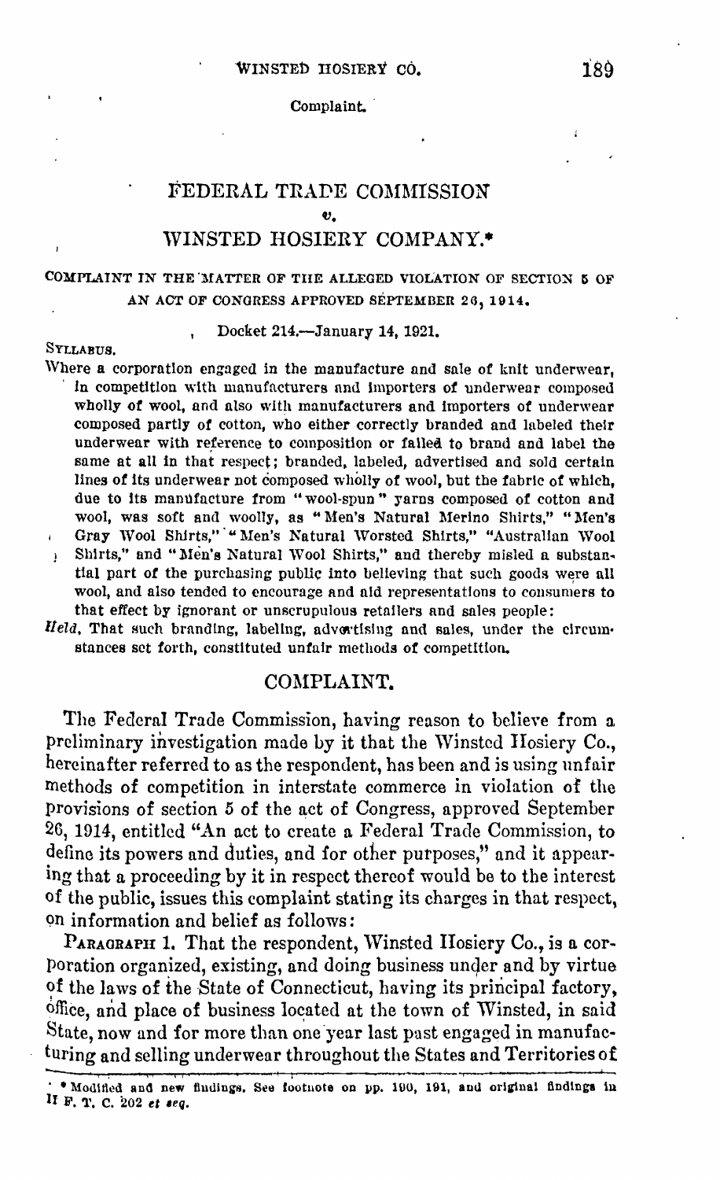# FEDERAL TRADE COMMISSION

*v.*

# WINSTED HOSIERY COMPANY.*

COMPLAINT IN THE MATTER OF THE ALLEGED VIOLATION OF SECTION 5 OF AN ACT OF CONGRESS APPROVED SEPTEMBER 26, 1914.

Docket 214.—January 14, 1921.

SYLLABUS.

Where a corporation engaged in the manufacture and sale of knit underwear, in competition with manufacturers and importers of underwear composed wholly of wool, and also with manufacturers and importers of underwear composed partly of cotton, who either correctly branded and labeled their underwear with reference to composition or failed to brand and label the same at all in that respect; branded, labeled, advertised and sold certain lines of its underwear not composed wholly of wool, but the fabric of which, due to its manufacture from "wool-spun" yarns composed of cotton and wool, was soft and woolly, as "Men's Natural Merino Shirts," "Men's Gray Wool Shirts," "Men's Natural Worsted Shirts," "Australian Wool Shirts," and "Men's Natural Wool Shirts," and thereby misled a substantial part of the purchasing public into believing that such goods were all wool, and also tended to encourage and aid representations to consumers to that effect by ignorant or unscrupulous retailers and sales people:

*Held*, That such branding, labeling, advertising and sales, under the circumstances set forth, constituted unfair methods of competition.

## COMPLAINT.

The Federal Trade Commission, having reason to believe from a preliminary investigation made by it that the Winsted Hosiery Co., hereinafter referred to as the respondent, has been and is using unfair methods of competition in interstate commerce in violation of the provisions of section 5 of the act of Congress, approved September 26, 1914, entitled "An act to create a Federal Trade Commission, to define its powers and duties, and for other purposes," and it appearing that a proceeding by it in respect thereof would be to the interest of the public, issues this complaint stating its charges in that respect, on information and belief as follows:

PARAGRAPH 1. That the respondent, Winsted Hosiery Co., is a corporation organized, existing, and doing business under and by virtue of the laws of the State of Connecticut, having its principal factory, office, and place of business located at the town of Winsted, in said State, now and for more than one year last past engaged in manufacturing and selling underwear throughout the States and Territories of

* Modified and new findings. See footnote on pp. 190, 191, and original findings in II F. T. C. 202 *et seq.*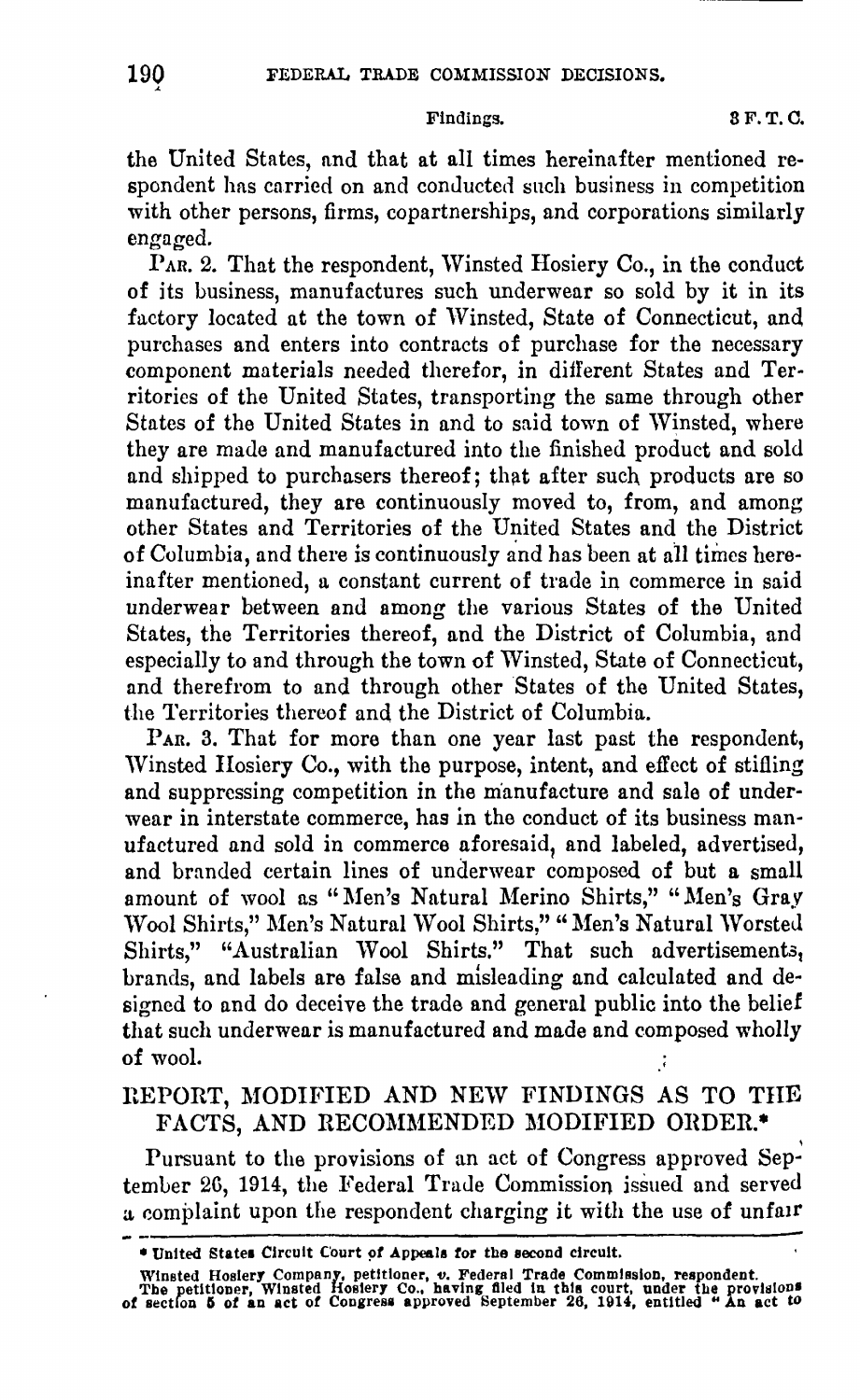the United States, and that at all times hereinafter mentioned respondent has carried on and conducted such business in competition with other persons, firms, copartnerships, and corporations similarly engaged.

PAR. 2. That the respondent, Winsted Hosiery Co., in the conduct of its business, manufactures such underwear so sold by it in its factory located at the town of Winsted, State of Connecticut, and purchases and enters into contracts of purchase for the necessary component materials needed therefor, in different States and Territories of the United States, transporting the same through other States of the United States in and to said town of Winsted, where they are made and manufactured into the finished product and sold and shipped to purchasers thereof; that after such products are so manufactured, they are continuously moved to, from, and among other States and Territories of the United States and the District of Columbia, and there is continuously and has been at all times hereinafter mentioned, a constant current of trade in commerce in said underwear between and among the various States of the United States, the Territories thereof, and the District of Columbia, and especially to and through the town of Winsted, State of Connecticut, and therefrom to and through other States of the United States, the Territories thereof and the District of Columbia.

PAR. 3. That for more than one year last past the respondent, Winsted Hosiery Co., with the purpose, intent, and effect of stifling and suppressing competition in the manufacture and sale of underwear in interstate commerce, has in the conduct of its business manufactured and sold in commerce aforesaid, and labeled, advertised, and branded certain lines of underwear composed of but a small amount of wool as "Men's Natural Merino Shirts," "Men's Gray Wool Shirts," Men's Natural Wool Shirts," "Men's Natural Worsted Shirts," "Australian Wool Shirts." That such advertisements, brands, and labels are false and misleading and calculated and designed to and do deceive the trade and general public into the belief that such underwear is manufactured and made and composed wholly of wool.

## REPORT, MODIFIED AND NEW FINDINGS AS TO THE FACTS, AND RECOMMENDED MODIFIED ORDER.*

Pursuant to the provisions of an act of Congress approved September 26, 1914, the Federal Trade Commission issued and served a complaint upon the respondent charging it with the use of unfair

---

* United States Circuit Court of Appeals for the second circuit.

Winsted Hosiery Company, petitioner, v. Federal Trade Commission, respondent. The petitioner, Winsted Hosiery Co., having filed in this court, under the provisions of section 5 of an act of Congress approved September 26, 1914, entitled "An act to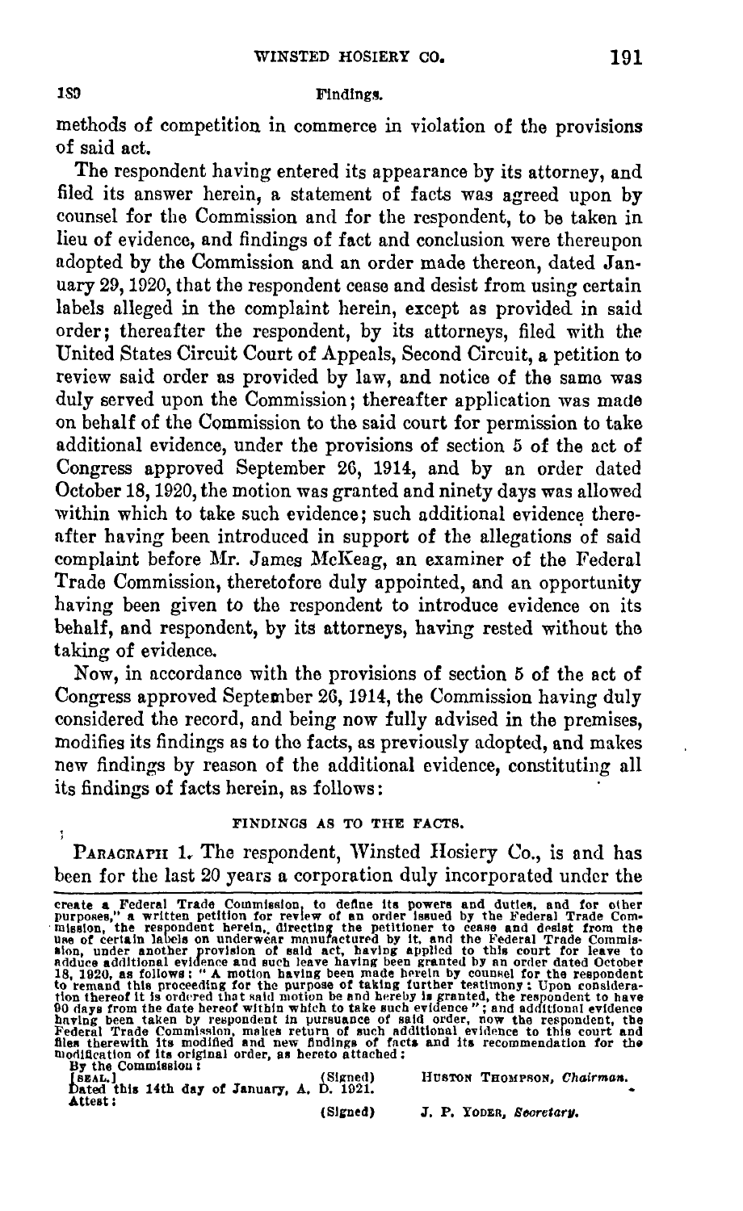methods of competition in commerce in violation of the provisions of said act.

The respondent having entered its appearance by its attorney, and filed its answer herein, a statement of facts was agreed upon by counsel for the Commission and for the respondent, to be taken in lieu of evidence, and findings of fact and conclusion were thereupon adopted by the Commission and an order made thereon, dated January 29, 1920, that the respondent cease and desist from using certain labels alleged in the complaint herein, except as provided in said order; thereafter the respondent, by its attorneys, filed with the United States Circuit Court of Appeals, Second Circuit, a petition to review said order as provided by law, and notice of the same was duly served upon the Commission; thereafter application was made on behalf of the Commission to the said court for permission to take additional evidence, under the provisions of section 5 of the act of Congress approved September 26, 1914, and by an order dated October 18, 1920, the motion was granted and ninety days was allowed within which to take such evidence; such additional evidence thereafter having been introduced in support of the allegations of said complaint before Mr. James McKeag, an examiner of the Federal Trade Commission, theretofore duly appointed, and an opportunity having been given to the respondent to introduce evidence on its behalf, and respondent, by its attorneys, having rested without the taking of evidence.

Now, in accordance with the provisions of section 5 of the act of Congress approved September 26, 1914, the Commission having duly considered the record, and being now fully advised in the premises, modifies its findings as to the facts, as previously adopted, and makes new findings by reason of the additional evidence, constituting all its findings of facts herein, as follows:

## FINDINGS AS TO THE FACTS.

PARAGRAPH 1. The respondent, Winsted Hosiery Co., is and has been for the last 20 years a corporation duly incorporated under the

---

create a Federal Trade Commission, to define its powers and duties, and for other purposes," a written petition for review of an order issued by the Federal Trade Commission, the respondent herein, directing the petitioner to cease and desist from the use of certain labels on underwear manufactured by it, and the Federal Trade Commission, under another provision of said act, having applied to this court for leave to adduce additional evidence and such leave having been granted by an order dated October 18, 1920, as follows: "A motion having been made herein by counsel for the respondent to remand this proceeding for the purpose of taking further testimony: Upon consideration thereof it is ordered that said motion be and hereby is granted, the respondent to have 90 days from the date hereof within which to take such evidence"; and additional evidence having been taken by respondent in pursuance of said order, now the respondent, the Federal Trade Commission, makes return of such additional evidence to this court and files therewith its modified and new findings of facts and its recommendation for the modification of its original order, as hereto attached:

By the Commission:

[SEAL.] (Signed) HUSTON THOMPSON, *Chairman.*

Dated this 14th day of January, A. D. 1921.

Attest:

(Signed) J. P. YODER, *Secretary.*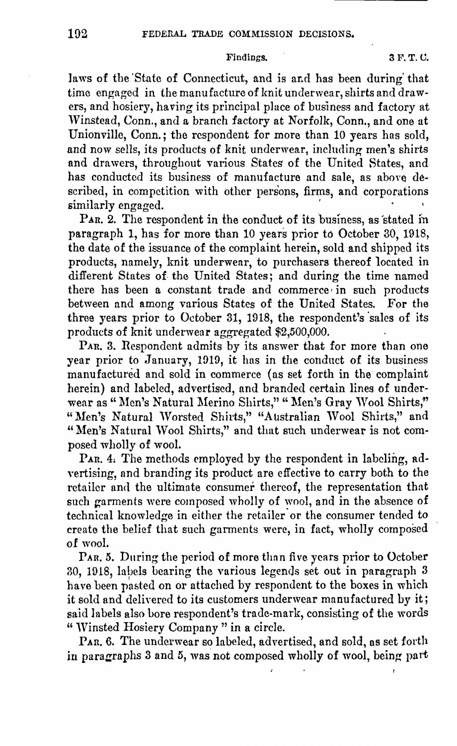laws of the State of Connecticut, and is and has been during that time engaged in the manufacture of knit underwear, shirts and drawers, and hosiery, having its principal place of business and factory at Winstead, Conn., and a branch factory at Norfolk, Conn., and one at Unionville, Conn.; the respondent for more than 10 years has sold, and now sells, its products of knit underwear, including men's shirts and drawers, throughout various States of the United States, and has conducted its business of manufacture and sale, as above described, in competition with other persons, firms, and corporations similarly engaged.

PAR. 2. The respondent in the conduct of its business, as stated in paragraph 1, has for more than 10 years prior to October 30, 1918, the date of the issuance of the complaint herein, sold and shipped its products, namely, knit underwear, to purchasers thereof located in different States of the United States; and during the time named there has been a constant trade and commerce in such products between and among various States of the United States. For the three years prior to October 31, 1918, the respondent's sales of its products of knit underwear aggregated $2,500,000.

PAR. 3. Respondent admits by its answer that for more than one year prior to January, 1919, it has in the conduct of its business manufactured and sold in commerce (as set forth in the complaint herein) and labeled, advertised, and branded certain lines of underwear as "Men's Natural Merino Shirts," "Men's Gray Wool Shirts," "Men's Natural Worsted Shirts," "Australian Wool Shirts," and "Men's Natural Wool Shirts," and that such underwear is not composed wholly of wool.

PAR. 4. The methods employed by the respondent in labeling, advertising, and branding its product are effective to carry both to the retailer and the ultimate consumer thereof, the representation that such garments were composed wholly of wool, and in the absence of technical knowledge in either the retailer or the consumer tended to create the belief that such garments were, in fact, wholly composed of wool.

PAR. 5. During the period of more than five years prior to October 30, 1918, labels bearing the various legends set out in paragraph 3 have been pasted on or attached by respondent to the boxes in which it sold and delivered to its customers underwear manufactured by it; said labels also bore respondent's trade-mark, consisting of the words "Winsted Hosiery Company" in a circle.

PAR. 6. The underwear so labeled, advertised, and sold, as set forth in paragraphs 3 and 5, was not composed wholly of wool, being part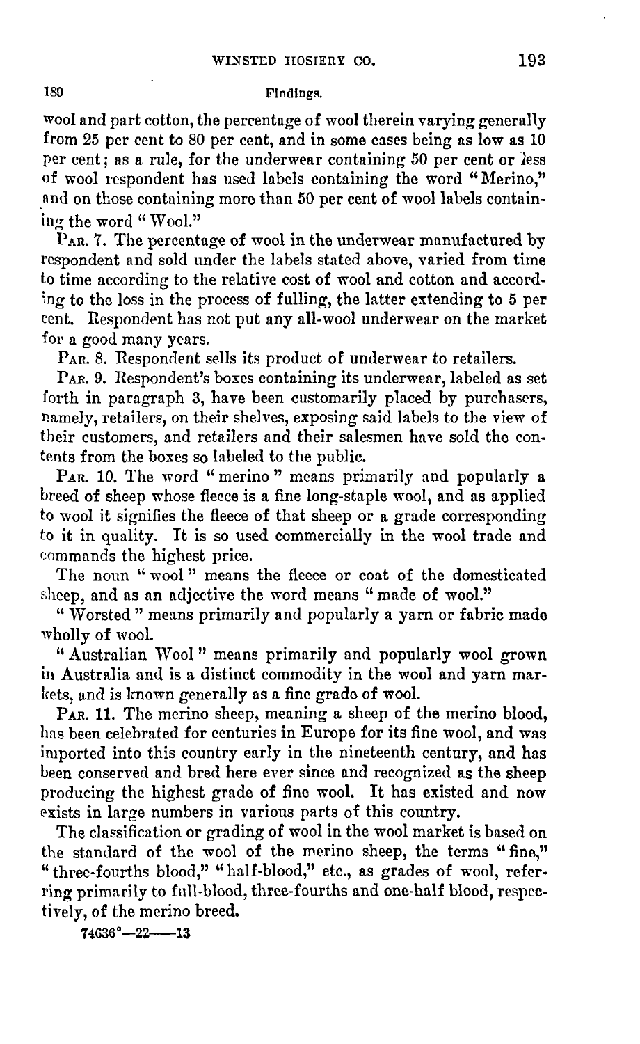wool and part cotton, the percentage of wool therein varying generally from 25 per cent to 80 per cent, and in some cases being as low as 10 per cent; as a rule, for the underwear containing 50 per cent or less of wool respondent has used labels containing the word "Merino," and on those containing more than 50 per cent of wool labels containing the word "Wool."

PAR. 7. The percentage of wool in the underwear manufactured by respondent and sold under the labels stated above, varied from time to time according to the relative cost of wool and cotton and according to the loss in the process of fulling, the latter extending to 5 per cent. Respondent has not put any all-wool underwear on the market for a good many years.

PAR. 8. Respondent sells its product of underwear to retailers.

PAR. 9. Respondent's boxes containing its underwear, labeled as set forth in paragraph 3, have been customarily placed by purchasers, namely, retailers, on their shelves, exposing said labels to the view of their customers, and retailers and their salesmen have sold the contents from the boxes so labeled to the public.

PAR. 10. The word "merino" means primarily and popularly a breed of sheep whose fleece is a fine long-staple wool, and as applied to wool it signifies the fleece of that sheep or a grade corresponding to it in quality. It is so used commercially in the wool trade and commands the highest price.

The noun "wool" means the fleece or coat of the domesticated sheep, and as an adjective the word means "made of wool."

"Worsted" means primarily and popularly a yarn or fabric made wholly of wool.

"Australian Wool" means primarily and popularly wool grown in Australia and is a distinct commodity in the wool and yarn markets, and is known generally as a fine grade of wool.

PAR. 11. The merino sheep, meaning a sheep of the merino blood, has been celebrated for centuries in Europe for its fine wool, and was imported into this country early in the nineteenth century, and has been conserved and bred here ever since and recognized as the sheep producing the highest grade of fine wool. It has existed and now exists in large numbers in various parts of this country.

The classification or grading of wool in the wool market is based on the standard of the wool of the merino sheep, the terms "fine," "three-fourths blood," "half-blood," etc., as grades of wool, referring primarily to full-blood, three-fourths and one-half blood, respectively, of the merino breed.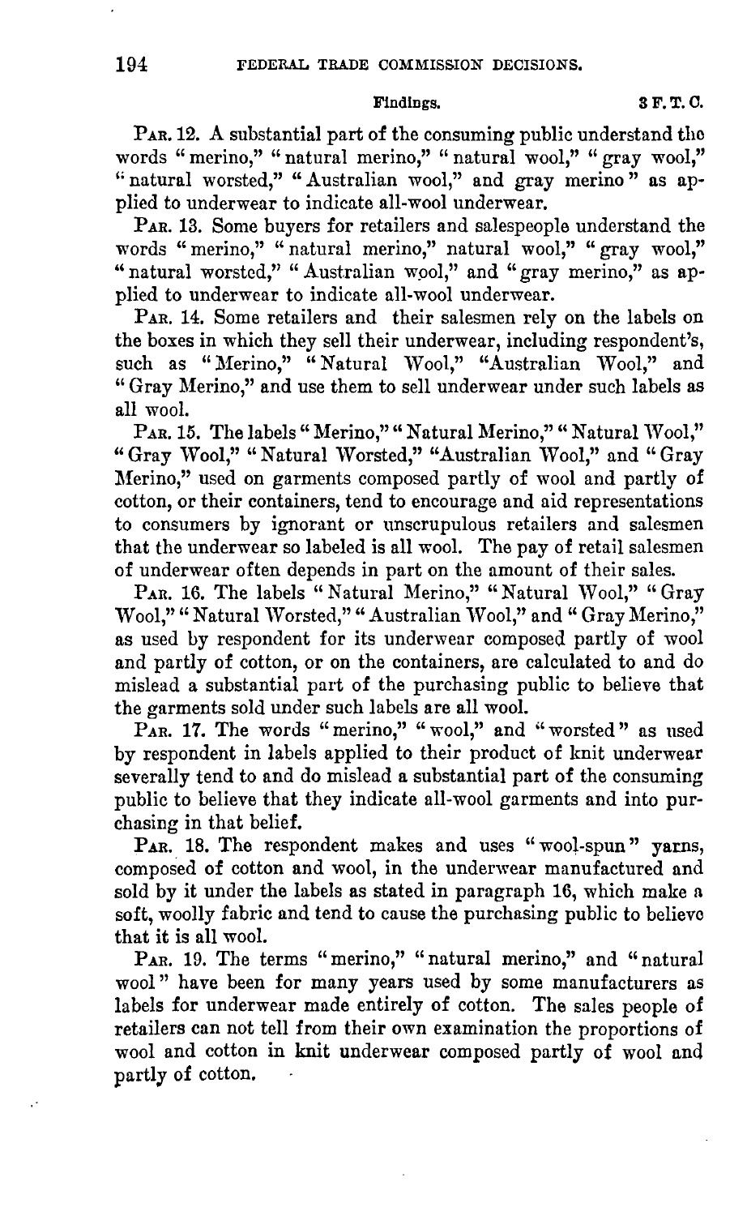PAR. 12. A substantial part of the consuming public understand the words "merino," "natural merino," "natural wool," "gray wool," "natural worsted," "Australian wool," and gray merino" as applied to underwear to indicate all-wool underwear.

PAR. 13. Some buyers for retailers and salespeople understand the words "merino," "natural merino," natural wool," "gray wool," "natural worsted," "Australian wool," and "gray merino," as applied to underwear to indicate all-wool underwear.

PAR. 14. Some retailers and their salesmen rely on the labels on the boxes in which they sell their underwear, including respondent's, such as "Merino," "Natural Wool," "Australian Wool," and "Gray Merino," and use them to sell underwear under such labels as all wool.

PAR. 15. The labels "Merino," "Natural Merino," "Natural Wool," "Gray Wool," "Natural Worsted," "Australian Wool," and "Gray Merino," used on garments composed partly of wool and partly of cotton, or their containers, tend to encourage and aid representations to consumers by ignorant or unscrupulous retailers and salesmen that the underwear so labeled is all wool. The pay of retail salesmen of underwear often depends in part on the amount of their sales.

PAR. 16. The labels "Natural Merino," "Natural Wool," "Gray Wool," "Natural Worsted," "Australian Wool," and "Gray Merino," as used by respondent for its underwear composed partly of wool and partly of cotton, or on the containers, are calculated to and do mislead a substantial part of the purchasing public to believe that the garments sold under such labels are all wool.

PAR. 17. The words "merino," "wool," and "worsted" as used by respondent in labels applied to their product of knit underwear severally tend to and do mislead a substantial part of the consuming public to believe that they indicate all-wool garments and into purchasing in that belief.

PAR. 18. The respondent makes and uses "wool-spun" yarns, composed of cotton and wool, in the underwear manufactured and sold by it under the labels as stated in paragraph 16, which make a soft, woolly fabric and tend to cause the purchasing public to believe that it is all wool.

PAR. 19. The terms "merino," "natural merino," and "natural wool" have been for many years used by some manufacturers as labels for underwear made entirely of cotton. The sales people of retailers can not tell from their own examination the proportions of wool and cotton in knit underwear composed partly of wool and partly of cotton.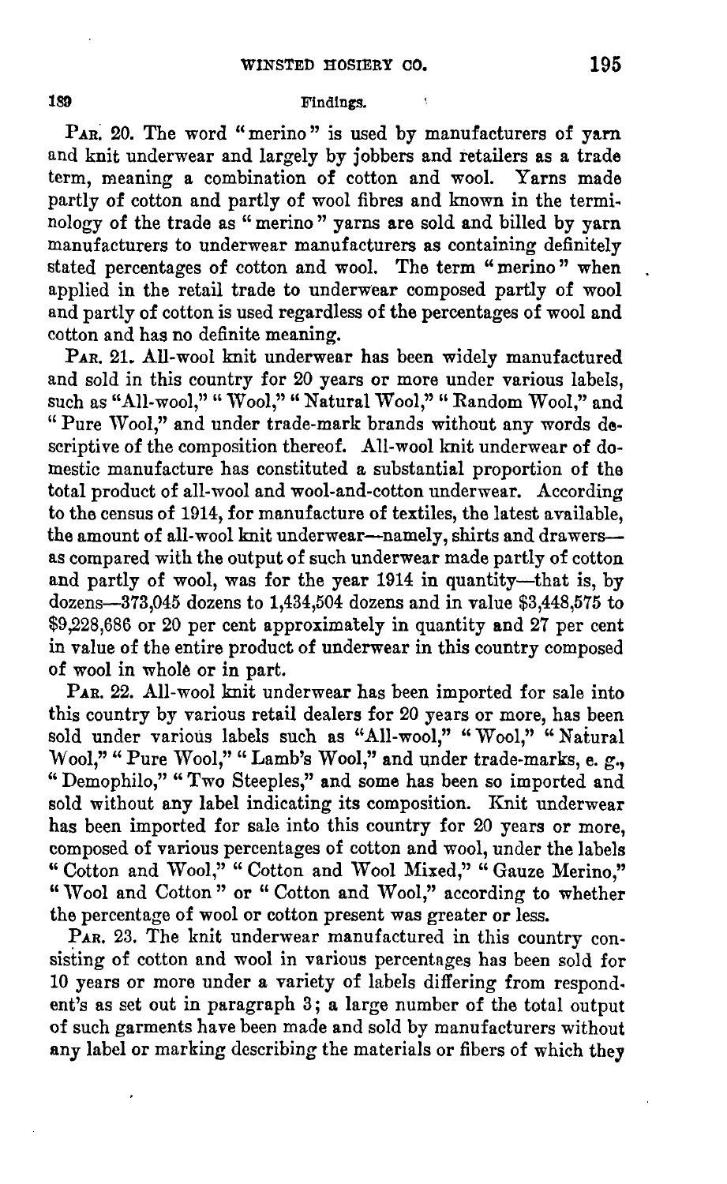Par. 20. The word "merino" is used by manufacturers of yarn and knit underwear and largely by jobbers and retailers as a trade term, meaning a combination of cotton and wool. Yarns made partly of cotton and partly of wool fibres and known in the terminology of the trade as "merino" yarns are sold and billed by yarn manufacturers to underwear manufacturers as containing definitely stated percentages of cotton and wool. The term "merino" when applied in the retail trade to underwear composed partly of wool and partly of cotton is used regardless of the percentages of wool and cotton and has no definite meaning.

Par. 21. All-wool knit underwear has been widely manufactured and sold in this country for 20 years or more under various labels, such as "All-wool," "Wool," "Natural Wool," "Random Wool," and "Pure Wool," and under trade-mark brands without any words descriptive of the composition thereof. All-wool knit underwear of domestic manufacture has constituted a substantial proportion of the total product of all-wool and wool-and-cotton underwear. According to the census of 1914, for manufacture of textiles, the latest available, the amount of all-wool knit underwear—namely, shirts and drawers—as compared with the output of such underwear made partly of cotton and partly of wool, was for the year 1914 in quantity—that is, by dozens—373,045 dozens to 1,434,504 dozens and in value $3,448,575 to $9,228,686 or 20 per cent approximately in quantity and 27 per cent in value of the entire product of underwear in this country composed of wool in whole or in part.

Par. 22. All-wool knit underwear has been imported for sale into this country by various retail dealers for 20 years or more, has been sold under various labels such as "All-wool," "Wool," "Natural Wool," "Pure Wool," "Lamb's Wool," and under trade-marks, e. g., "Demophilo," "Two Steeples," and some has been so imported and sold without any label indicating its composition. Knit underwear has been imported for sale into this country for 20 years or more, composed of various percentages of cotton and wool, under the labels "Cotton and Wool," "Cotton and Wool Mixed," "Gauze Merino," "Wool and Cotton" or "Cotton and Wool," according to whether the percentage of wool or cotton present was greater or less.

Par. 23. The knit underwear manufactured in this country consisting of cotton and wool in various percentages has been sold for 10 years or more under a variety of labels differing from respondent's as set out in paragraph 3; a large number of the total output of such garments have been made and sold by manufacturers without any label or marking describing the materials or fibers of which they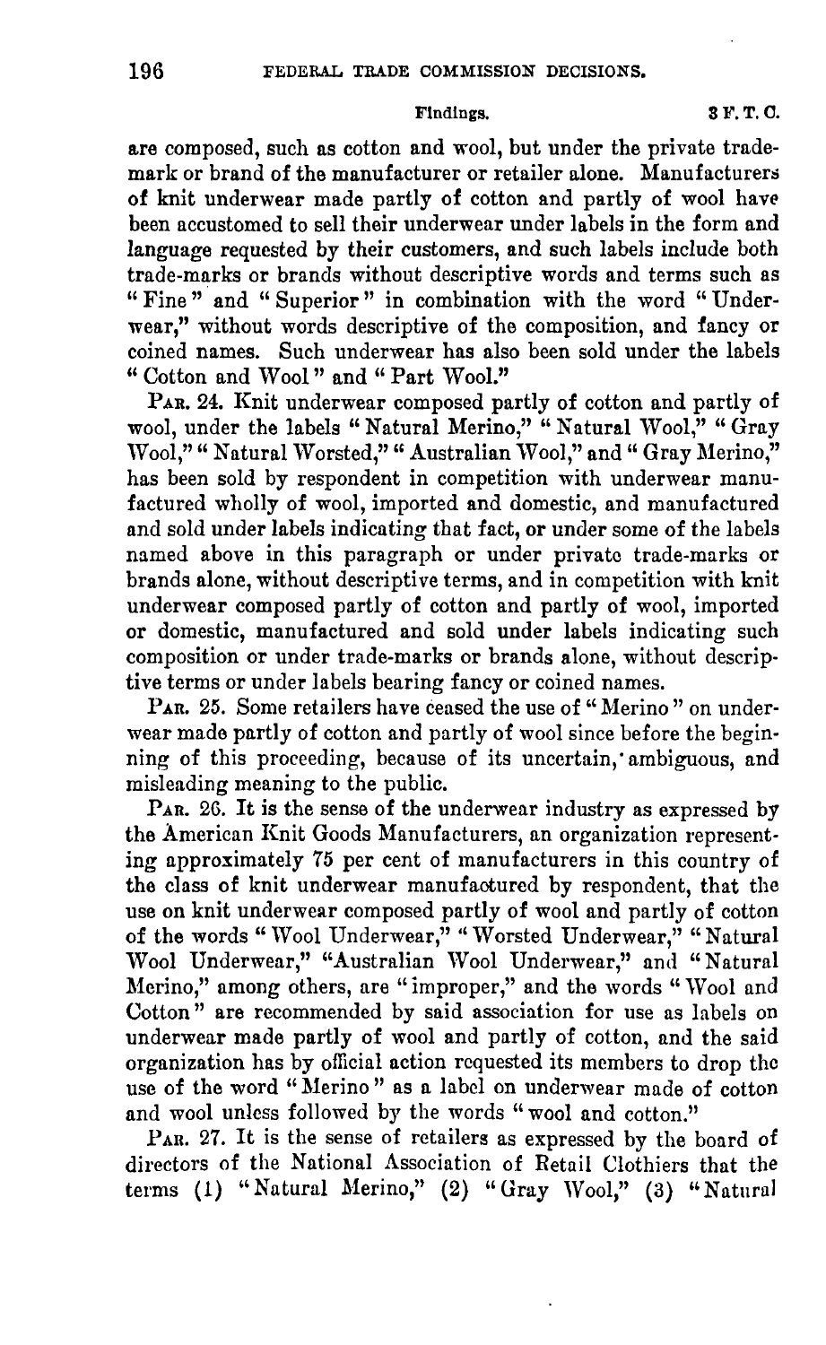are composed, such as cotton and wool, but under the private trade-mark or brand of the manufacturer or retailer alone. Manufacturers of knit underwear made partly of cotton and partly of wool have been accustomed to sell their underwear under labels in the form and language requested by their customers, and such labels include both trade-marks or brands without descriptive words and terms such as "Fine" and "Superior" in combination with the word "Underwear," without words descriptive of the composition, and fancy or coined names. Such underwear has also been sold under the labels "Cotton and Wool" and "Part Wool."

PAR. 24. Knit underwear composed partly of cotton and partly of wool, under the labels "Natural Merino," "Natural Wool," "Gray Wool," "Natural Worsted," "Australian Wool," and "Gray Merino," has been sold by respondent in competition with underwear manufactured wholly of wool, imported and domestic, and manufactured and sold under labels indicating that fact, or under some of the labels named above in this paragraph or under private trade-marks or brands alone, without descriptive terms, and in competition with knit underwear composed partly of cotton and partly of wool, imported or domestic, manufactured and sold under labels indicating such composition or under trade-marks or brands alone, without descriptive terms or under labels bearing fancy or coined names.

PAR. 25. Some retailers have ceased the use of "Merino" on underwear made partly of cotton and partly of wool since before the beginning of this proceeding, because of its uncertain, ambiguous, and misleading meaning to the public.

PAR. 26. It is the sense of the underwear industry as expressed by the American Knit Goods Manufacturers, an organization representing approximately 75 per cent of manufacturers in this country of the class of knit underwear manufactured by respondent, that the use on knit underwear composed partly of wool and partly of cotton of the words "Wool Underwear," "Worsted Underwear," "Natural Wool Underwear," "Australian Wool Underwear," and "Natural Merino," among others, are "improper," and the words "Wool and Cotton" are recommended by said association for use as labels on underwear made partly of wool and partly of cotton, and the said organization has by official action requested its members to drop the use of the word "Merino" as a label on underwear made of cotton and wool unless followed by the words "wool and cotton."

PAR. 27. It is the sense of retailers as expressed by the board of directors of the National Association of Retail Clothiers that the terms (1) "Natural Merino," (2) "Gray Wool," (3) "Natural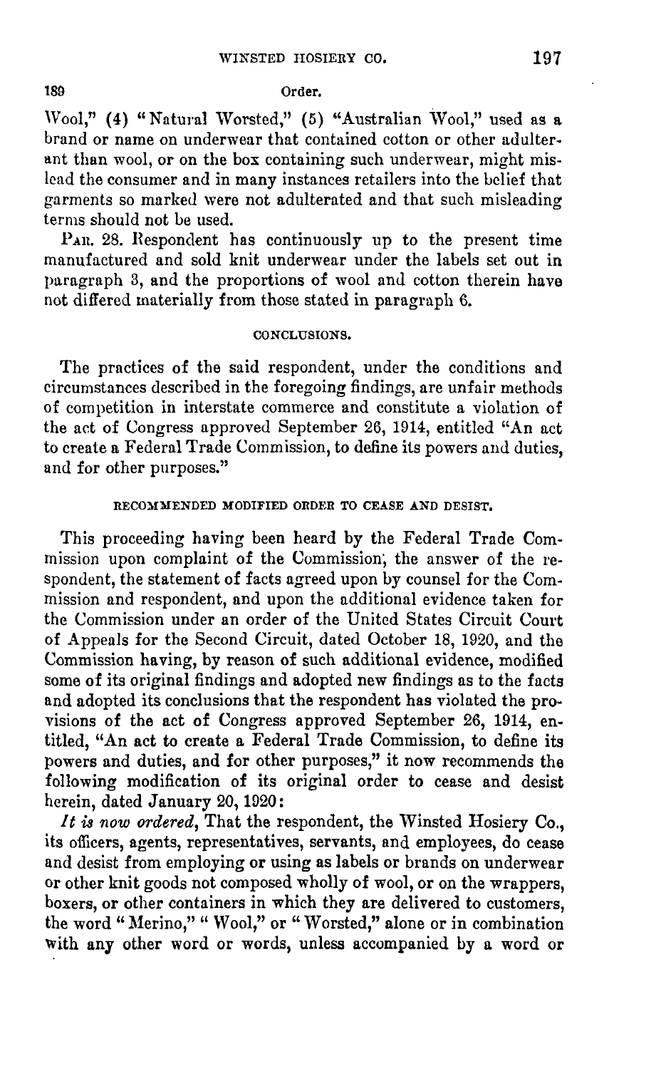Wool," (4) "Natural Worsted," (5) "Australian Wool," used as a brand or name on underwear that contained cotton or other adulterant than wool, or on the box containing such underwear, might mislead the consumer and in many instances retailers into the belief that garments so marked were not adulterated and that such misleading terms should not be used.

PAR. 28. Respondent has continuously up to the present time manufactured and sold knit underwear under the labels set out in paragraph 3, and the proportions of wool and cotton therein have not differed materially from those stated in paragraph 6.

## CONCLUSIONS.

The practices of the said respondent, under the conditions and circumstances described in the foregoing findings, are unfair methods of competition in interstate commerce and constitute a violation of the act of Congress approved September 26, 1914, entitled "An act to create a Federal Trade Commission, to define its powers and duties, and for other purposes."

## RECOMMENDED MODIFIED ORDER TO CEASE AND DESIST.

This proceeding having been heard by the Federal Trade Commission upon complaint of the Commission, the answer of the respondent, the statement of facts agreed upon by counsel for the Commission and respondent, and upon the additional evidence taken for the Commission under an order of the United States Circuit Court of Appeals for the Second Circuit, dated October 18, 1920, and the Commission having, by reason of such additional evidence, modified some of its original findings and adopted new findings as to the facts and adopted its conclusions that the respondent has violated the provisions of the act of Congress approved September 26, 1914, entitled, "An act to create a Federal Trade Commission, to define its powers and duties, and for other purposes," it now recommends the following modification of its original order to cease and desist herein, dated January 20, 1920:

*It is now ordered*, That the respondent, the Winsted Hosiery Co., its officers, agents, representatives, servants, and employees, do cease and desist from employing or using as labels or brands on underwear or other knit goods not composed wholly of wool, or on the wrappers, boxers, or other containers in which they are delivered to customers, the word "Merino," "Wool," or "Worsted," alone or in combination with any other word or words, unless accompanied by a word or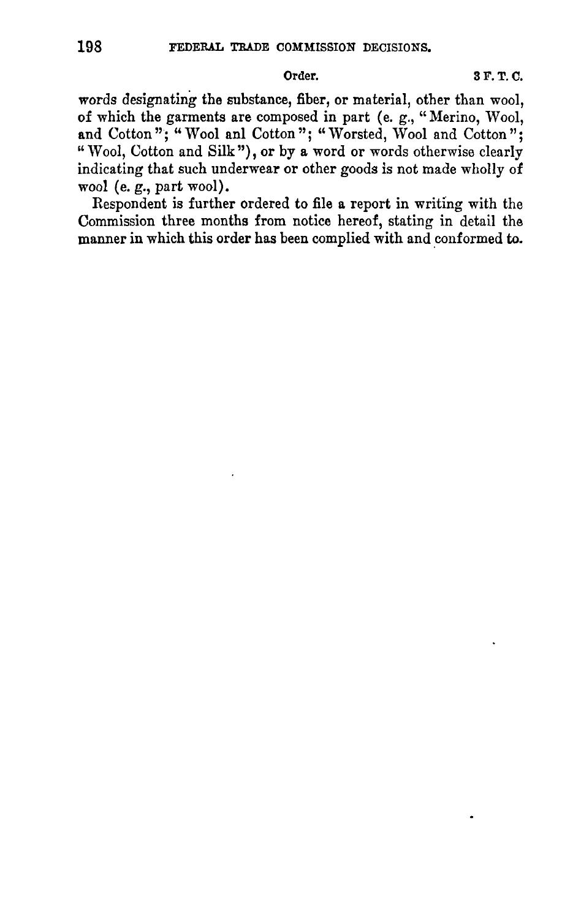words designating the substance, fiber, or material, other than wool, of which the garments are composed in part (e. g., "Merino, Wool, and Cotton"; "Wool anl Cotton"; "Worsted, Wool and Cotton"; "Wool, Cotton and Silk"), or by a word or words otherwise clearly indicating that such underwear or other goods is not made wholly of wool (e. g., part wool).

Respondent is further ordered to file a report in writing with the Commission three months from notice hereof, stating in detail the manner in which this order has been complied with and conformed to.